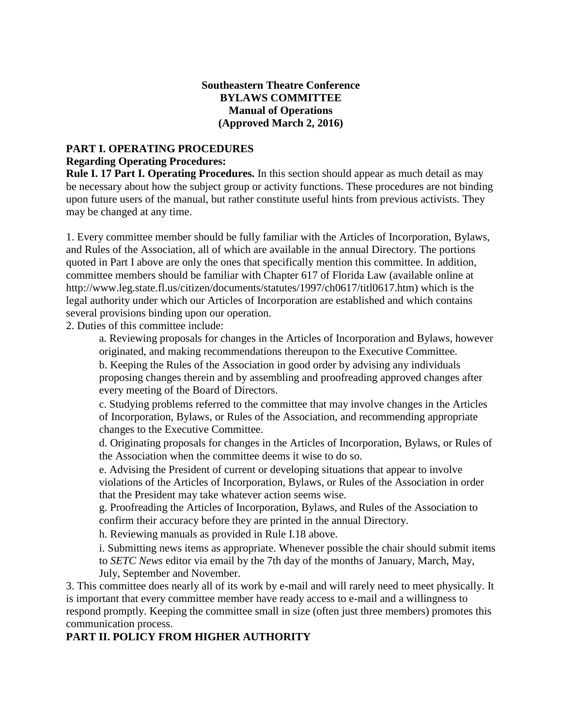**Southeastern Theatre Conference**
**BYLAWS COMMITTEE**
**Manual of Operations**
**(Approved March 2, 2016)**

## PART I. OPERATING PROCEDURES

**Regarding Operating Procedures:**

**Rule I. 17 Part I. Operating Procedures.** In this section should appear as much detail as may be necessary about how the subject group or activity functions. These procedures are not binding upon future users of the manual, but rather constitute useful hints from previous activists. They may be changed at any time.

1. Every committee member should be fully familiar with the Articles of Incorporation, Bylaws, and Rules of the Association, all of which are available in the annual Directory. The portions quoted in Part I above are only the ones that specifically mention this committee. In addition, committee members should be familiar with Chapter 617 of Florida Law (available online at http://www.leg.state.fl.us/citizen/documents/statutes/1997/ch0617/titl0617.htm) which is the legal authority under which our Articles of Incorporation are established and which contains several provisions binding upon our operation.
2. Duties of this committee include:
   a. Reviewing proposals for changes in the Articles of Incorporation and Bylaws, however originated, and making recommendations thereupon to the Executive Committee.
   b. Keeping the Rules of the Association in good order by advising any individuals proposing changes therein and by assembling and proofreading approved changes after every meeting of the Board of Directors.
   c. Studying problems referred to the committee that may involve changes in the Articles of Incorporation, Bylaws, or Rules of the Association, and recommending appropriate changes to the Executive Committee.
   d. Originating proposals for changes in the Articles of Incorporation, Bylaws, or Rules of the Association when the committee deems it wise to do so.
   e. Advising the President of current or developing situations that appear to involve violations of the Articles of Incorporation, Bylaws, or Rules of the Association in order that the President may take whatever action seems wise.
   g. Proofreading the Articles of Incorporation, Bylaws, and Rules of the Association to confirm their accuracy before they are printed in the annual Directory.
   h. Reviewing manuals as provided in Rule I.18 above.
   i. Submitting news items as appropriate. Whenever possible the chair should submit items to *SETC News* editor via email by the 7th day of the months of January, March, May, July, September and November.
3. This committee does nearly all of its work by e-mail and will rarely need to meet physically. It is important that every committee member have ready access to e-mail and a willingness to respond promptly. Keeping the committee small in size (often just three members) promotes this communication process.

## PART II. POLICY FROM HIGHER AUTHORITY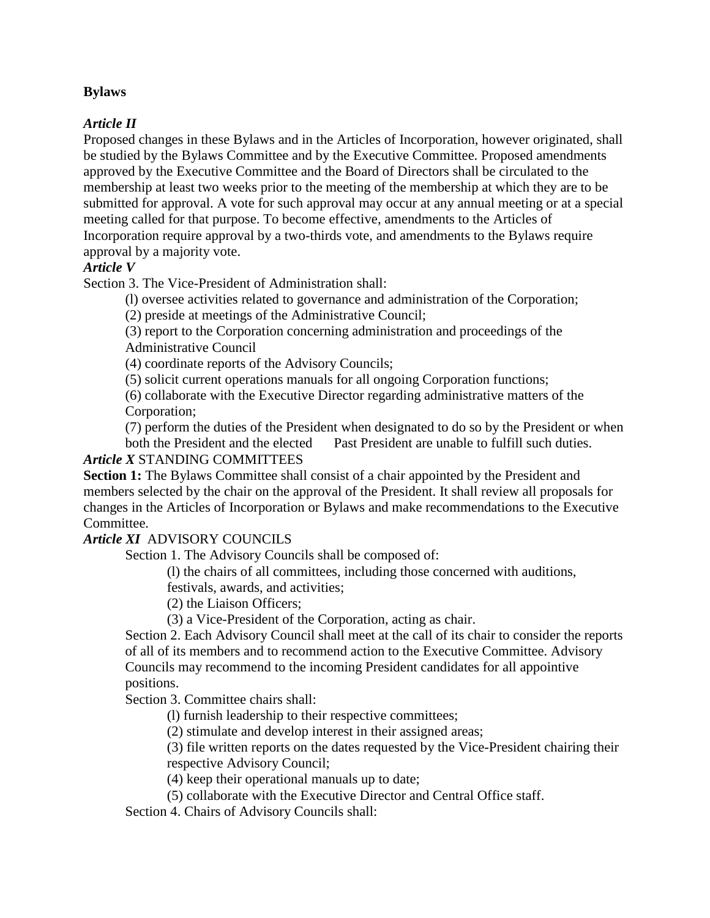**Bylaws**

***Article II***

Proposed changes in these Bylaws and in the Articles of Incorporation, however originated, shall be studied by the Bylaws Committee and by the Executive Committee. Proposed amendments approved by the Executive Committee and the Board of Directors shall be circulated to the membership at least two weeks prior to the meeting of the membership at which they are to be submitted for approval. A vote for such approval may occur at any annual meeting or at a special meeting called for that purpose. To become effective, amendments to the Articles of Incorporation require approval by a two-thirds vote, and amendments to the Bylaws require approval by a majority vote.

***Article V***

Section 3. The Vice-President of Administration shall:

(l) oversee activities related to governance and administration of the Corporation;

(2) preside at meetings of the Administrative Council;

(3) report to the Corporation concerning administration and proceedings of the Administrative Council

(4) coordinate reports of the Advisory Councils;

(5) solicit current operations manuals for all ongoing Corporation functions;

(6) collaborate with the Executive Director regarding administrative matters of the Corporation;

(7) perform the duties of the President when designated to do so by the President or when both the President and the elected Past President are unable to fulfill such duties.

***Article X*** STANDING COMMITTEES

**Section 1:** The Bylaws Committee shall consist of a chair appointed by the President and members selected by the chair on the approval of the President. It shall review all proposals for changes in the Articles of Incorporation or Bylaws and make recommendations to the Executive Committee.

***Article XI*** ADVISORY COUNCILS

Section 1. The Advisory Councils shall be composed of:

(l) the chairs of all committees, including those concerned with auditions, festivals, awards, and activities;

(2) the Liaison Officers;

(3) a Vice-President of the Corporation, acting as chair.

Section 2. Each Advisory Council shall meet at the call of its chair to consider the reports of all of its members and to recommend action to the Executive Committee. Advisory Councils may recommend to the incoming President candidates for all appointive positions.

Section 3. Committee chairs shall:

(l) furnish leadership to their respective committees;

(2) stimulate and develop interest in their assigned areas;

(3) file written reports on the dates requested by the Vice-President chairing their respective Advisory Council;

(4) keep their operational manuals up to date;

(5) collaborate with the Executive Director and Central Office staff.

Section 4. Chairs of Advisory Councils shall: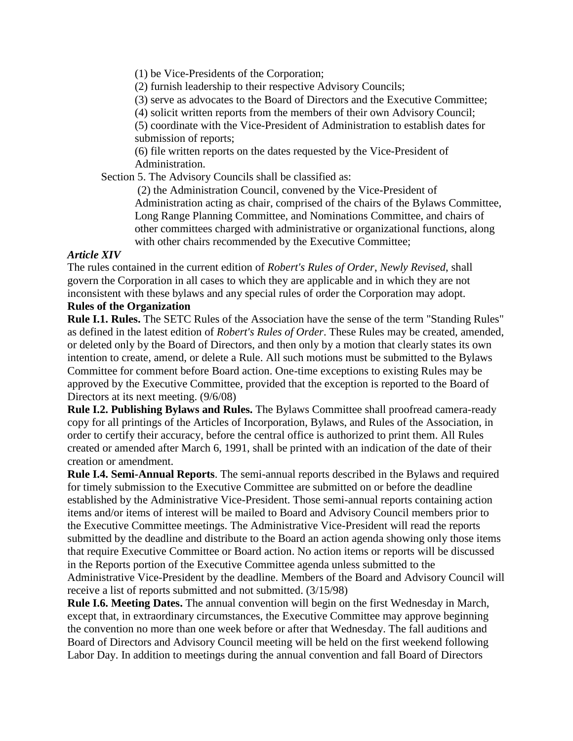(1) be Vice-Presidents of the Corporation;

(2) furnish leadership to their respective Advisory Councils;

(3) serve as advocates to the Board of Directors and the Executive Committee;

(4) solicit written reports from the members of their own Advisory Council;

(5) coordinate with the Vice-President of Administration to establish dates for submission of reports;

(6) file written reports on the dates requested by the Vice-President of Administration.

Section 5. The Advisory Councils shall be classified as:

(2) the Administration Council, convened by the Vice-President of Administration acting as chair, comprised of the chairs of the Bylaws Committee, Long Range Planning Committee, and Nominations Committee, and chairs of other committees charged with administrative or organizational functions, along with other chairs recommended by the Executive Committee;

***Article XIV***

The rules contained in the current edition of *Robert's Rules of Order*, *Newly Revised*, shall govern the Corporation in all cases to which they are applicable and in which they are not inconsistent with these bylaws and any special rules of order the Corporation may adopt.

**Rules of the Organization**

**Rule I.1. Rules.** The SETC Rules of the Association have the sense of the term "Standing Rules" as defined in the latest edition of *Robert's Rules of Order*. These Rules may be created, amended, or deleted only by the Board of Directors, and then only by a motion that clearly states its own intention to create, amend, or delete a Rule. All such motions must be submitted to the Bylaws Committee for comment before Board action. One-time exceptions to existing Rules may be approved by the Executive Committee, provided that the exception is reported to the Board of Directors at its next meeting. (9/6/08)

**Rule I.2. Publishing Bylaws and Rules.** The Bylaws Committee shall proofread camera-ready copy for all printings of the Articles of Incorporation, Bylaws, and Rules of the Association, in order to certify their accuracy, before the central office is authorized to print them. All Rules created or amended after March 6, 1991, shall be printed with an indication of the date of their creation or amendment.

**Rule I.4. Semi-Annual Reports**. The semi-annual reports described in the Bylaws and required for timely submission to the Executive Committee are submitted on or before the deadline established by the Administrative Vice-President. Those semi-annual reports containing action items and/or items of interest will be mailed to Board and Advisory Council members prior to the Executive Committee meetings. The Administrative Vice-President will read the reports submitted by the deadline and distribute to the Board an action agenda showing only those items that require Executive Committee or Board action. No action items or reports will be discussed in the Reports portion of the Executive Committee agenda unless submitted to the Administrative Vice-President by the deadline. Members of the Board and Advisory Council will receive a list of reports submitted and not submitted. (3/15/98)

**Rule I.6. Meeting Dates.** The annual convention will begin on the first Wednesday in March, except that, in extraordinary circumstances, the Executive Committee may approve beginning the convention no more than one week before or after that Wednesday. The fall auditions and Board of Directors and Advisory Council meeting will be held on the first weekend following Labor Day. In addition to meetings during the annual convention and fall Board of Directors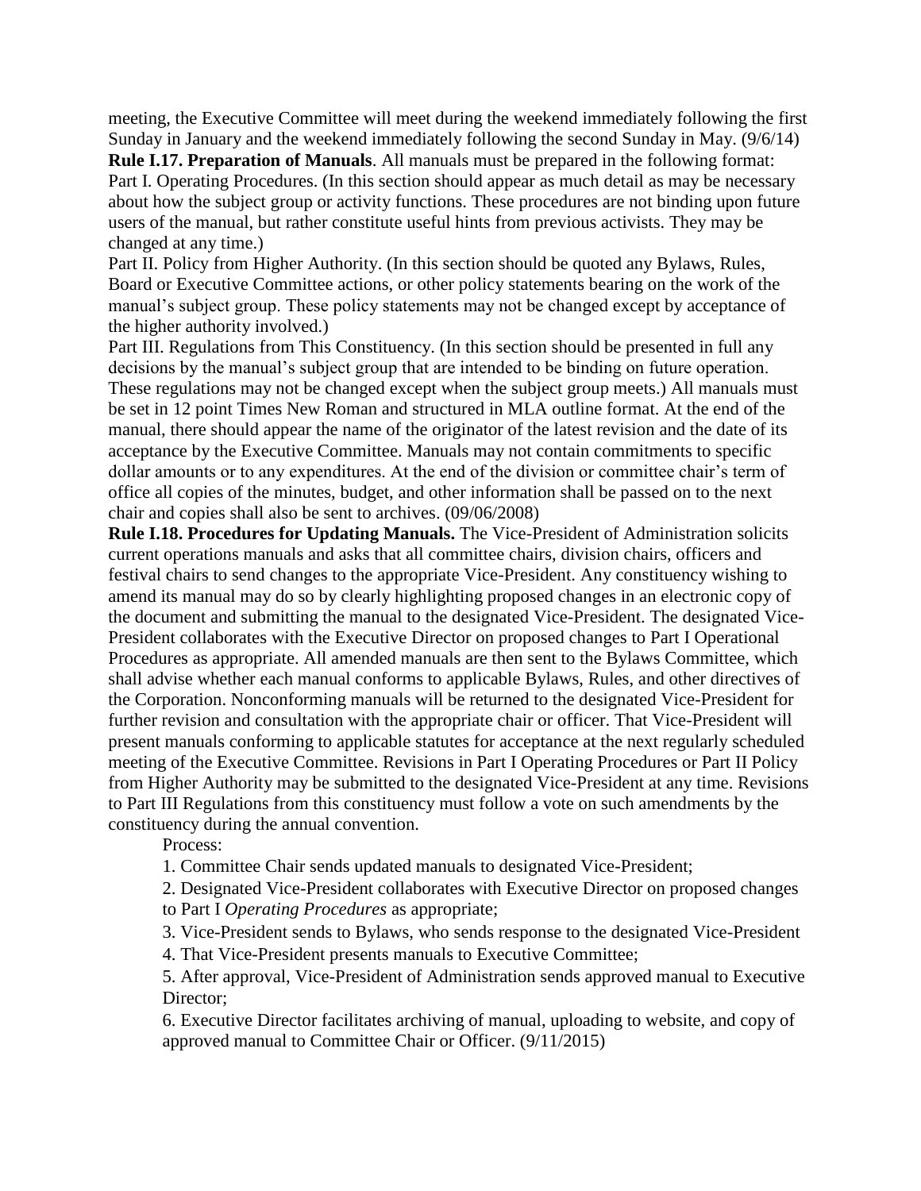meeting, the Executive Committee will meet during the weekend immediately following the first Sunday in January and the weekend immediately following the second Sunday in May. (9/6/14)

**Rule I.17. Preparation of Manuals**. All manuals must be prepared in the following format:

Part I. Operating Procedures. (In this section should appear as much detail as may be necessary about how the subject group or activity functions. These procedures are not binding upon future users of the manual, but rather constitute useful hints from previous activists. They may be changed at any time.)

Part II. Policy from Higher Authority. (In this section should be quoted any Bylaws, Rules, Board or Executive Committee actions, or other policy statements bearing on the work of the manual's subject group. These policy statements may not be changed except by acceptance of the higher authority involved.)

Part III. Regulations from This Constituency. (In this section should be presented in full any decisions by the manual's subject group that are intended to be binding on future operation. These regulations may not be changed except when the subject group meets.) All manuals must be set in 12 point Times New Roman and structured in MLA outline format. At the end of the manual, there should appear the name of the originator of the latest revision and the date of its acceptance by the Executive Committee. Manuals may not contain commitments to specific dollar amounts or to any expenditures. At the end of the division or committee chair's term of office all copies of the minutes, budget, and other information shall be passed on to the next chair and copies shall also be sent to archives. (09/06/2008)

**Rule I.18. Procedures for Updating Manuals.** The Vice-President of Administration solicits current operations manuals and asks that all committee chairs, division chairs, officers and festival chairs to send changes to the appropriate Vice-President. Any constituency wishing to amend its manual may do so by clearly highlighting proposed changes in an electronic copy of the document and submitting the manual to the designated Vice-President. The designated Vice-President collaborates with the Executive Director on proposed changes to Part I Operational Procedures as appropriate. All amended manuals are then sent to the Bylaws Committee, which shall advise whether each manual conforms to applicable Bylaws, Rules, and other directives of the Corporation. Nonconforming manuals will be returned to the designated Vice-President for further revision and consultation with the appropriate chair or officer. That Vice-President will present manuals conforming to applicable statutes for acceptance at the next regularly scheduled meeting of the Executive Committee. Revisions in Part I Operating Procedures or Part II Policy from Higher Authority may be submitted to the designated Vice-President at any time. Revisions to Part III Regulations from this constituency must follow a vote on such amendments by the constituency during the annual convention.

Process:

1. Committee Chair sends updated manuals to designated Vice-President;
2. Designated Vice-President collaborates with Executive Director on proposed changes to Part I *Operating Procedures* as appropriate;
3. Vice-President sends to Bylaws, who sends response to the designated Vice-President
4. That Vice-President presents manuals to Executive Committee;
5. After approval, Vice-President of Administration sends approved manual to Executive Director;
6. Executive Director facilitates archiving of manual, uploading to website, and copy of approved manual to Committee Chair or Officer. (9/11/2015)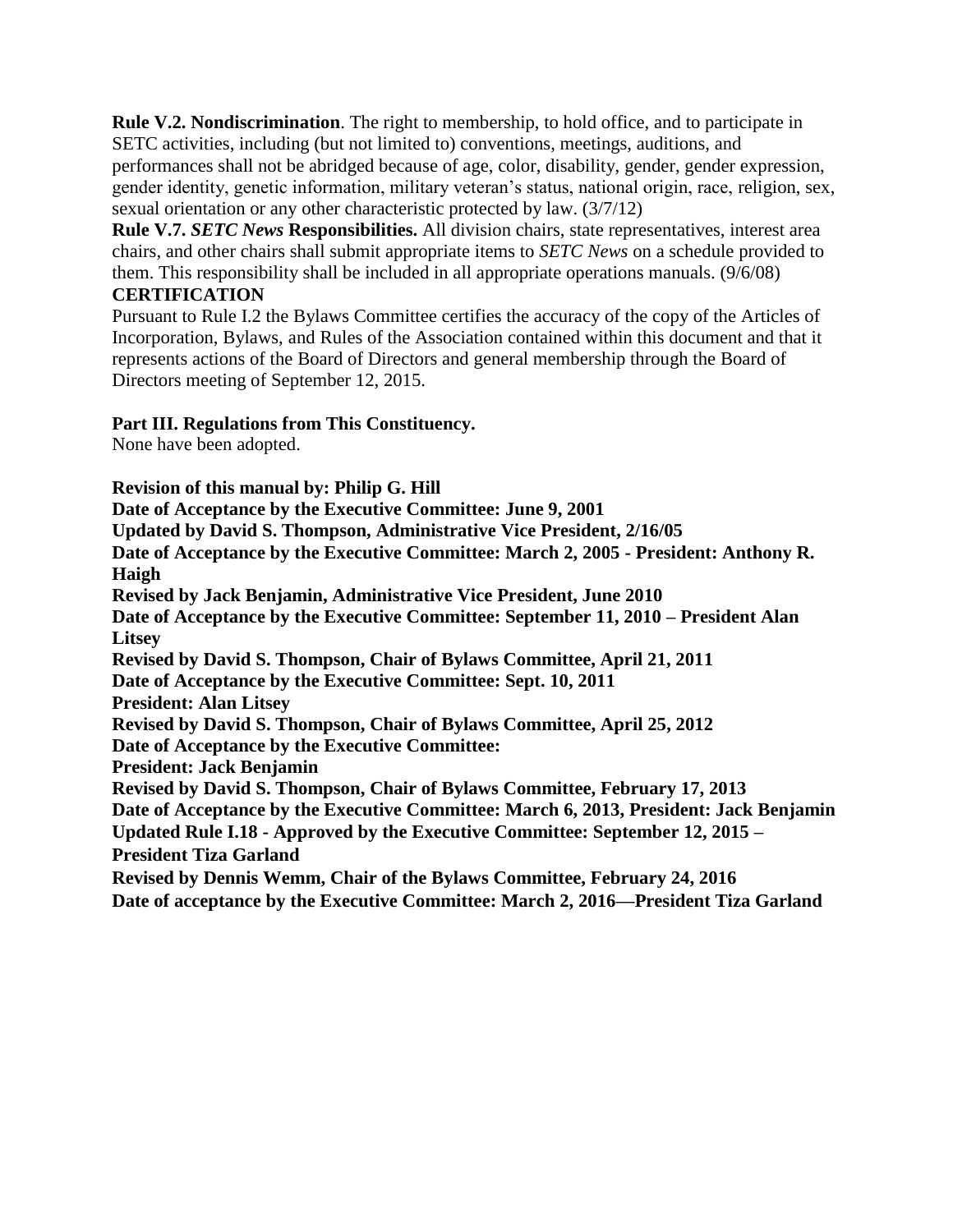**Rule V.2. Nondiscrimination**. The right to membership, to hold office, and to participate in SETC activities, including (but not limited to) conventions, meetings, auditions, and performances shall not be abridged because of age, color, disability, gender, gender expression, gender identity, genetic information, military veteran's status, national origin, race, religion, sex, sexual orientation or any other characteristic protected by law. (3/7/12)

**Rule V.7. *SETC News* Responsibilities.** All division chairs, state representatives, interest area chairs, and other chairs shall submit appropriate items to *SETC News* on a schedule provided to them. This responsibility shall be included in all appropriate operations manuals. (9/6/08)

**CERTIFICATION**

Pursuant to Rule I.2 the Bylaws Committee certifies the accuracy of the copy of the Articles of Incorporation, Bylaws, and Rules of the Association contained within this document and that it represents actions of the Board of Directors and general membership through the Board of Directors meeting of September 12, 2015.

**Part III. Regulations from This Constituency.**

None have been adopted.

**Revision of this manual by: Philip G. Hill**
**Date of Acceptance by the Executive Committee: June 9, 2001**
**Updated by David S. Thompson, Administrative Vice President, 2/16/05**
**Date of Acceptance by the Executive Committee: March 2, 2005 - President: Anthony R. Haigh**
**Revised by Jack Benjamin, Administrative Vice President, June 2010**
**Date of Acceptance by the Executive Committee: September 11, 2010 – President Alan Litsey**
**Revised by David S. Thompson, Chair of Bylaws Committee, April 21, 2011**
**Date of Acceptance by the Executive Committee: Sept. 10, 2011**
**President: Alan Litsey**
**Revised by David S. Thompson, Chair of Bylaws Committee, April 25, 2012**
**Date of Acceptance by the Executive Committee:**
**President: Jack Benjamin**
**Revised by David S. Thompson, Chair of Bylaws Committee, February 17, 2013**
**Date of Acceptance by the Executive Committee: March 6, 2013, President: Jack Benjamin**
**Updated Rule I.18 - Approved by the Executive Committee: September 12, 2015 – President Tiza Garland**
**Revised by Dennis Wemm, Chair of the Bylaws Committee, February 24, 2016**
**Date of acceptance by the Executive Committee: March 2, 2016—President Tiza Garland**